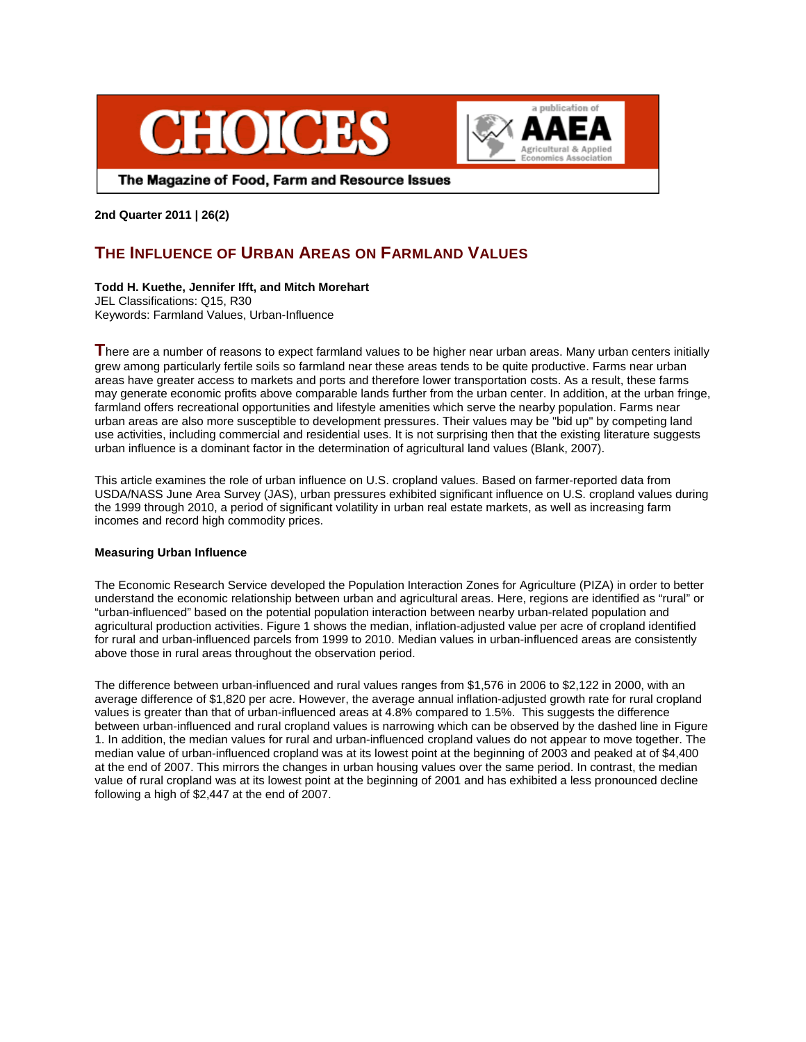CHOICES

The Magazine of Food, Farm and Resource Issues

a publication of AAEA Agricultural & Applied Economics Association

**2nd Quarter 2011 | 26(2)**

# The Influence of Urban Areas on Farmland Values

**Todd H. Kuethe, Jennifer Ifft, and Mitch Morehart**
JEL Classifications: Q15, R30
Keywords: Farmland Values, Urban-Influence

There are a number of reasons to expect farmland values to be higher near urban areas. Many urban centers initially grew among particularly fertile soils so farmland near these areas tends to be quite productive. Farms near urban areas have greater access to markets and ports and therefore lower transportation costs. As a result, these farms may generate economic profits above comparable lands further from the urban center. In addition, at the urban fringe, farmland offers recreational opportunities and lifestyle amenities which serve the nearby population. Farms near urban areas are also more susceptible to development pressures. Their values may be "bid up" by competing land use activities, including commercial and residential uses. It is not surprising then that the existing literature suggests urban influence is a dominant factor in the determination of agricultural land values (Blank, 2007).

This article examines the role of urban influence on U.S. cropland values. Based on farmer-reported data from USDA/NASS June Area Survey (JAS), urban pressures exhibited significant influence on U.S. cropland values during the 1999 through 2010, a period of significant volatility in urban real estate markets, as well as increasing farm incomes and record high commodity prices.

**Measuring Urban Influence**

The Economic Research Service developed the Population Interaction Zones for Agriculture (PIZA) in order to better understand the economic relationship between urban and agricultural areas. Here, regions are identified as "rural" or "urban-influenced" based on the potential population interaction between nearby urban-related population and agricultural production activities. Figure 1 shows the median, inflation-adjusted value per acre of cropland identified for rural and urban-influenced parcels from 1999 to 2010. Median values in urban-influenced areas are consistently above those in rural areas throughout the observation period.

The difference between urban-influenced and rural values ranges from $1,576 in 2006 to $2,122 in 2000, with an average difference of $1,820 per acre. However, the average annual inflation-adjusted growth rate for rural cropland values is greater than that of urban-influenced areas at 4.8% compared to 1.5%. This suggests the difference between urban-influenced and rural cropland values is narrowing which can be observed by the dashed line in Figure 1. In addition, the median values for rural and urban-influenced cropland values do not appear to move together. The median value of urban-influenced cropland was at its lowest point at the beginning of 2003 and peaked at of $4,400 at the end of 2007. This mirrors the changes in urban housing values over the same period. In contrast, the median value of rural cropland was at its lowest point at the beginning of 2001 and has exhibited a less pronounced decline following a high of $2,447 at the end of 2007.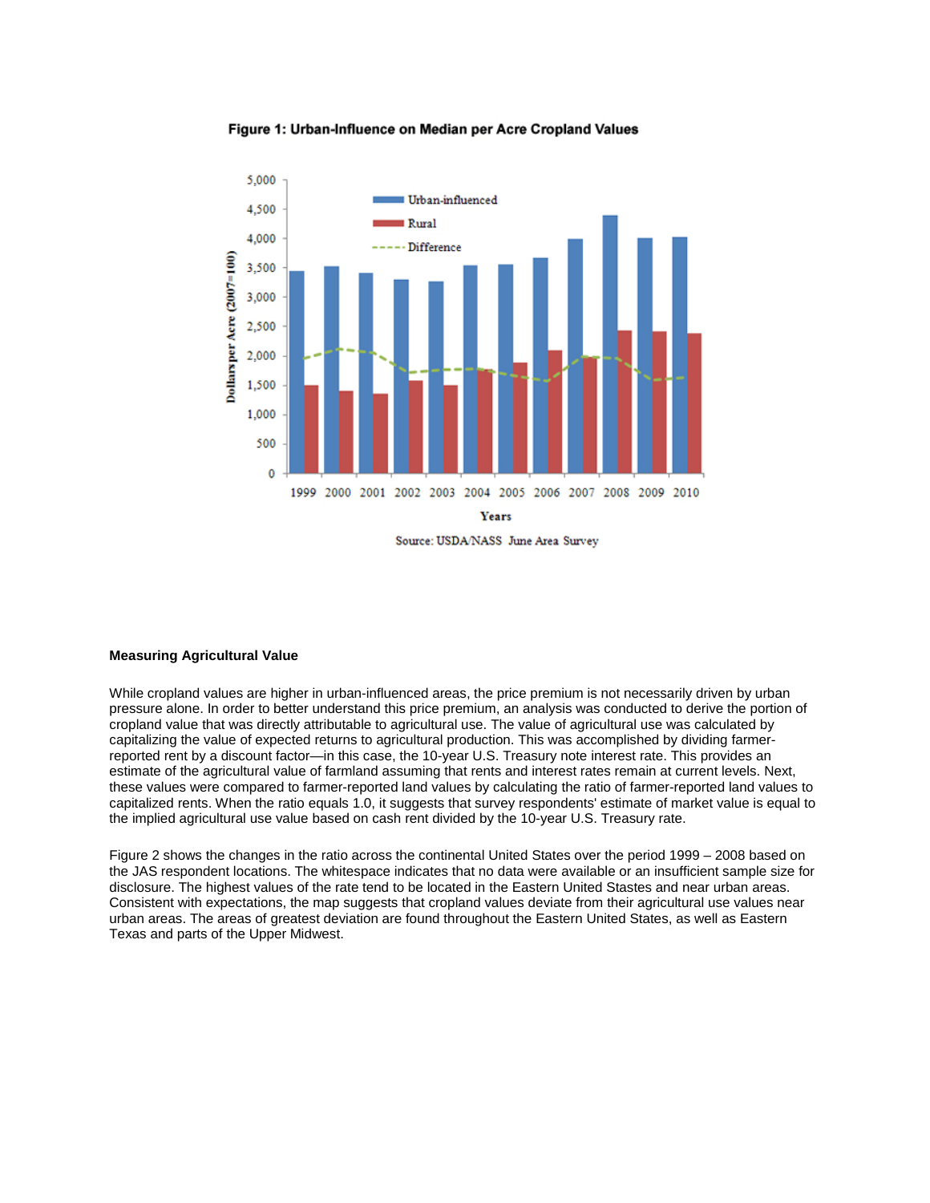**Figure 1: Urban-Influence on Median per Acre Cropland Values**

5,000
4,500
4,000
3,500
3,000
2,500
2,000
1,500
1,000
500
0

Dollars per Acre (2007=100)

Urban-influenced
Rural
Difference

1999 2000 2001 2002 2003 2004 2005 2006 2007 2008 2009 2010

Years

Source: USDA/NASS June Area Survey

**Measuring Agricultural Value**

While cropland values are higher in urban-influenced areas, the price premium is not necessarily driven by urban pressure alone. In order to better understand this price premium, an analysis was conducted to derive the portion of cropland value that was directly attributable to agricultural use. The value of agricultural use was calculated by capitalizing the value of expected returns to agricultural production. This was accomplished by dividing farmer-reported rent by a discount factor—in this case, the 10-year U.S. Treasury note interest rate. This provides an estimate of the agricultural value of farmland assuming that rents and interest rates remain at current levels. Next, these values were compared to farmer-reported land values by calculating the ratio of farmer-reported land values to capitalized rents. When the ratio equals 1.0, it suggests that survey respondents' estimate of market value is equal to the implied agricultural use value based on cash rent divided by the 10-year U.S. Treasury rate.

Figure 2 shows the changes in the ratio across the continental United States over the period 1999 – 2008 based on the JAS respondent locations. The whitespace indicates that no data were available or an insufficient sample size for disclosure. The highest values of the rate tend to be located in the Eastern United Stastes and near urban areas. Consistent with expectations, the map suggests that cropland values deviate from their agricultural use values near urban areas. The areas of greatest deviation are found throughout the Eastern United States, as well as Eastern Texas and parts of the Upper Midwest.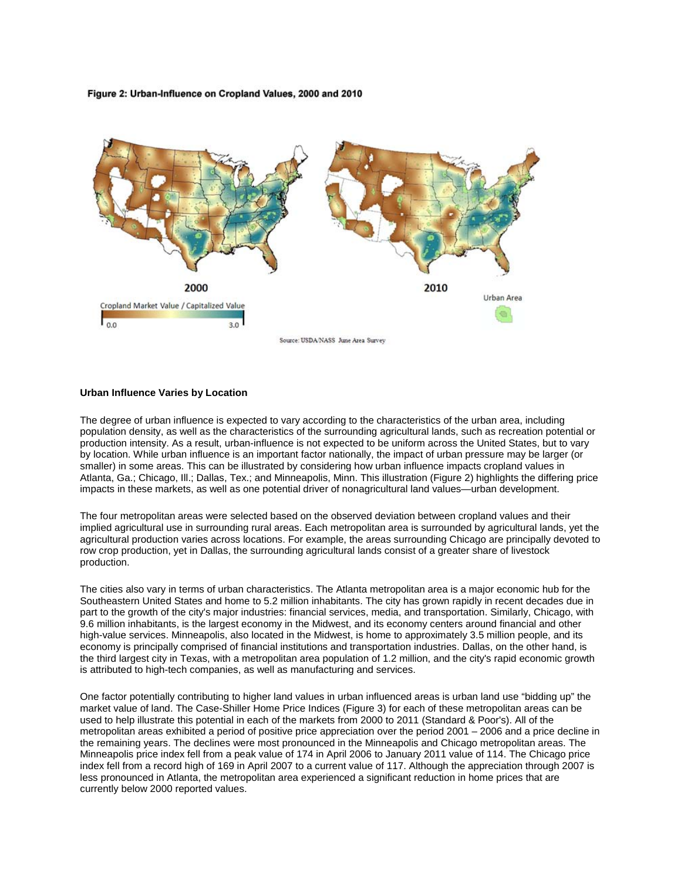**Figure 2: Urban-Influence on Cropland Values, 2000 and 2010**

2000

2010

Cropland Market Value / Capitalized Value

0.0

3.0

Urban Area

Source: USDA/NASS June Area Survey

**Urban Influence Varies by Location**

The degree of urban influence is expected to vary according to the characteristics of the urban area, including population density, as well as the characteristics of the surrounding agricultural lands, such as recreation potential or production intensity. As a result, urban-influence is not expected to be uniform across the United States, but to vary by location. While urban influence is an important factor nationally, the impact of urban pressure may be larger (or smaller) in some areas. This can be illustrated by considering how urban influence impacts cropland values in Atlanta, Ga.; Chicago, Ill.; Dallas, Tex.; and Minneapolis, Minn. This illustration (Figure 2) highlights the differing price impacts in these markets, as well as one potential driver of nonagricultural land values—urban development.

The four metropolitan areas were selected based on the observed deviation between cropland values and their implied agricultural use in surrounding rural areas. Each metropolitan area is surrounded by agricultural lands, yet the agricultural production varies across locations. For example, the areas surrounding Chicago are principally devoted to row crop production, yet in Dallas, the surrounding agricultural lands consist of a greater share of livestock production.

The cities also vary in terms of urban characteristics. The Atlanta metropolitan area is a major economic hub for the Southeastern United States and home to 5.2 million inhabitants. The city has grown rapidly in recent decades due in part to the growth of the city's major industries: financial services, media, and transportation. Similarly, Chicago, with 9.6 million inhabitants, is the largest economy in the Midwest, and its economy centers around financial and other high-value services. Minneapolis, also located in the Midwest, is home to approximately 3.5 million people, and its economy is principally comprised of financial institutions and transportation industries. Dallas, on the other hand, is the third largest city in Texas, with a metropolitan area population of 1.2 million, and the city's rapid economic growth is attributed to high-tech companies, as well as manufacturing and services.

One factor potentially contributing to higher land values in urban influenced areas is urban land use "bidding up" the market value of land. The Case-Shiller Home Price Indices (Figure 3) for each of these metropolitan areas can be used to help illustrate this potential in each of the markets from 2000 to 2011 (Standard & Poor's). All of the metropolitan areas exhibited a period of positive price appreciation over the period 2001 – 2006 and a price decline in the remaining years. The declines were most pronounced in the Minneapolis and Chicago metropolitan areas. The Minneapolis price index fell from a peak value of 174 in April 2006 to January 2011 value of 114. The Chicago price index fell from a record high of 169 in April 2007 to a current value of 117. Although the appreciation through 2007 is less pronounced in Atlanta, the metropolitan area experienced a significant reduction in home prices that are currently below 2000 reported values.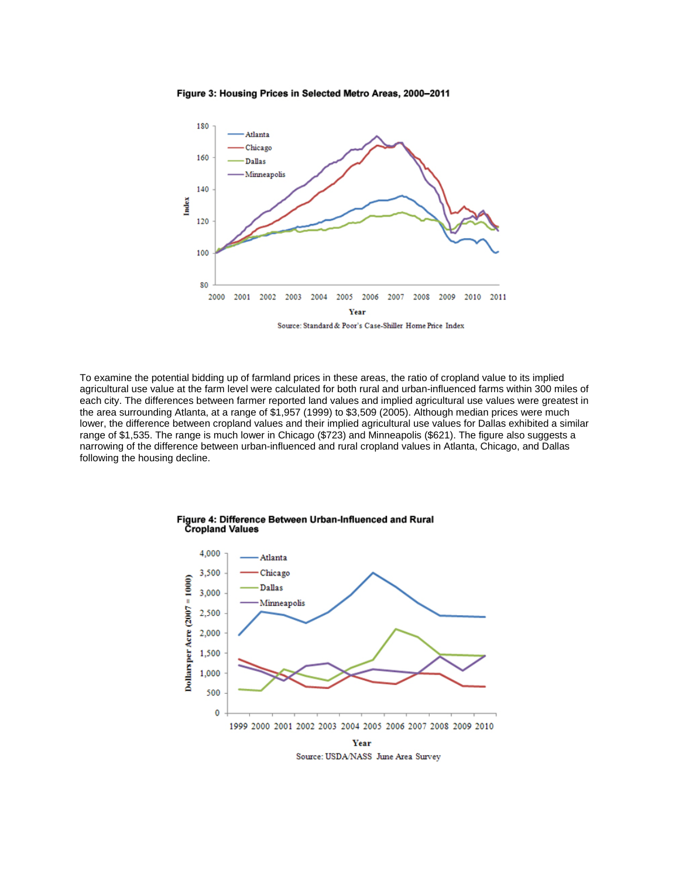**Figure 3: Housing Prices in Selected Metro Areas, 2000–2011**

180
160
140
120
100
80

Index

Atlanta
Chicago
Dallas
Minneapolis

2000 2001 2002 2003 2004 2005 2006 2007 2008 2009 2010 2011

Year

Source: Standard & Poor's Case-Shiller Home Price Index

To examine the potential bidding up of farmland prices in these areas, the ratio of cropland value to its implied agricultural use value at the farm level were calculated for both rural and urban-influenced farms within 300 miles of each city. The differences between farmer reported land values and implied agricultural use values were greatest in the area surrounding Atlanta, at a range of $1,957 (1999) to $3,509 (2005). Although median prices were much lower, the difference between cropland values and their implied agricultural use values for Dallas exhibited a similar range of $1,535. The range is much lower in Chicago ($723) and Minneapolis ($621). The figure also suggests a narrowing of the difference between urban-influenced and rural cropland values in Atlanta, Chicago, and Dallas following the housing decline.

**Figure 4: Difference Between Urban-Influenced and Rural Cropland Values**

4,000
3,500
3,000
2,500
2,000
1,500
1,000
500
0

Dollars per Acre (2007 = 1000)

Atlanta
Chicago
Dallas
Minneapolis

1999 2000 2001 2002 2003 2004 2005 2006 2007 2008 2009 2010

Year

Source: USDA/NASS June Area Survey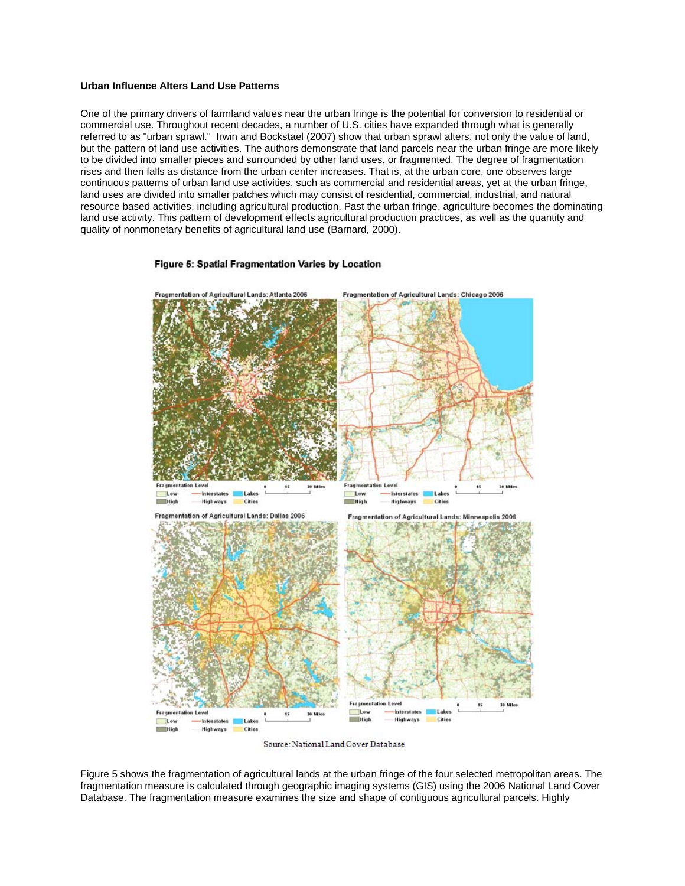**Urban Influence Alters Land Use Patterns**

One of the primary drivers of farmland values near the urban fringe is the potential for conversion to residential or commercial use. Throughout recent decades, a number of U.S. cities have expanded through what is generally referred to as "urban sprawl." Irwin and Bockstael (2007) show that urban sprawl alters, not only the value of land, but the pattern of land use activities. The authors demonstrate that land parcels near the urban fringe are more likely to be divided into smaller pieces and surrounded by other land uses, or fragmented. The degree of fragmentation rises and then falls as distance from the urban center increases. That is, at the urban core, one observes large continuous patterns of urban land use activities, such as commercial and residential areas, yet at the urban fringe, land uses are divided into smaller patches which may consist of residential, commercial, industrial, and natural resource based activities, including agricultural production. Past the urban fringe, agriculture becomes the dominating land use activity. This pattern of development effects agricultural production practices, as well as the quantity and quality of nonmonetary benefits of agricultural land use (Barnard, 2000).

**Figure 5: Spatial Fragmentation Varies by Location**

Fragmentation of Agricultural Lands: Atlanta 2006

Fragmentation of Agricultural Lands: Chicago 2006

Fragmentation of Agricultural Lands: Dallas 2006

Fragmentation of Agricultural Lands: Minneapolis 2006

Fragmentation Level: Low, High — Interstates, Highways — Lakes, Cities — 0, 15, 30 Miles

Source: National Land Cover Database

Figure 5 shows the fragmentation of agricultural lands at the urban fringe of the four selected metropolitan areas. The fragmentation measure is calculated through geographic imaging systems (GIS) using the 2006 National Land Cover Database. The fragmentation measure examines the size and shape of contiguous agricultural parcels. Highly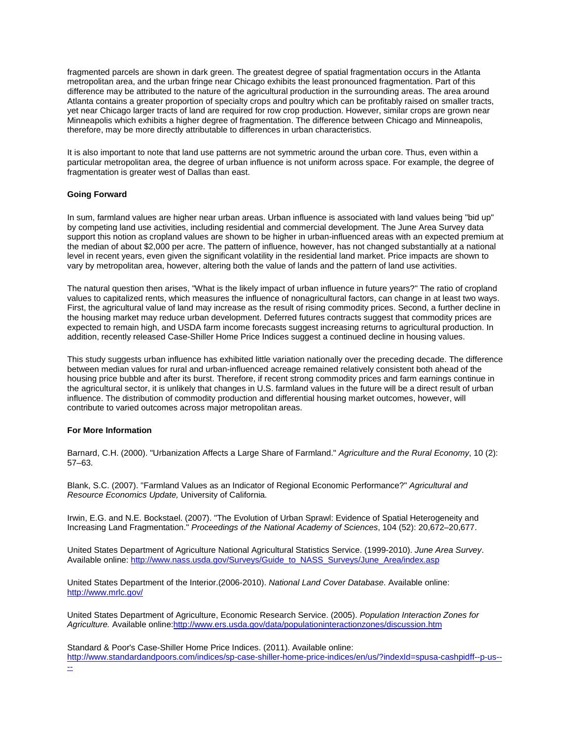fragmented parcels are shown in dark green. The greatest degree of spatial fragmentation occurs in the Atlanta metropolitan area, and the urban fringe near Chicago exhibits the least pronounced fragmentation. Part of this difference may be attributed to the nature of the agricultural production in the surrounding areas. The area around Atlanta contains a greater proportion of specialty crops and poultry which can be profitably raised on smaller tracts, yet near Chicago larger tracts of land are required for row crop production. However, similar crops are grown near Minneapolis which exhibits a higher degree of fragmentation. The difference between Chicago and Minneapolis, therefore, may be more directly attributable to differences in urban characteristics.

It is also important to note that land use patterns are not symmetric around the urban core. Thus, even within a particular metropolitan area, the degree of urban influence is not uniform across space. For example, the degree of fragmentation is greater west of Dallas than east.

**Going Forward**

In sum, farmland values are higher near urban areas. Urban influence is associated with land values being "bid up" by competing land use activities, including residential and commercial development. The June Area Survey data support this notion as cropland values are shown to be higher in urban-influenced areas with an expected premium at the median of about $2,000 per acre. The pattern of influence, however, has not changed substantially at a national level in recent years, even given the significant volatility in the residential land market. Price impacts are shown to vary by metropolitan area, however, altering both the value of lands and the pattern of land use activities.

The natural question then arises, "What is the likely impact of urban influence in future years?" The ratio of cropland values to capitalized rents, which measures the influence of nonagricultural factors, can change in at least two ways. First, the agricultural value of land may increase as the result of rising commodity prices. Second, a further decline in the housing market may reduce urban development. Deferred futures contracts suggest that commodity prices are expected to remain high, and USDA farm income forecasts suggest increasing returns to agricultural production. In addition, recently released Case-Shiller Home Price Indices suggest a continued decline in housing values.

This study suggests urban influence has exhibited little variation nationally over the preceding decade. The difference between median values for rural and urban-influenced acreage remained relatively consistent both ahead of the housing price bubble and after its burst. Therefore, if recent strong commodity prices and farm earnings continue in the agricultural sector, it is unlikely that changes in U.S. farmland values in the future will be a direct result of urban influence. The distribution of commodity production and differential housing market outcomes, however, will contribute to varied outcomes across major metropolitan areas.

**For More Information**

Barnard, C.H. (2000). "Urbanization Affects a Large Share of Farmland." *Agriculture and the Rural Economy*, 10 (2): 57–63.

Blank, S.C. (2007). "Farmland Values as an Indicator of Regional Economic Performance?" *Agricultural and Resource Economics Update,* University of California*.*

Irwin, E.G. and N.E. Bockstael. (2007). "The Evolution of Urban Sprawl: Evidence of Spatial Heterogeneity and Increasing Land Fragmentation." *Proceedings of the National Academy of Sciences*, 104 (52): 20,672–20,677.

United States Department of Agriculture National Agricultural Statistics Service. (1999-2010). *June Area Survey*. Available online: http://www.nass.usda.gov/Surveys/Guide_to_NASS_Surveys/June_Area/index.asp

United States Department of the Interior.(2006-2010). *National Land Cover Database*. Available online: http://www.mrlc.gov/

United States Department of Agriculture, Economic Research Service. (2005). *Population Interaction Zones for Agriculture.* Available online:http://www.ers.usda.gov/data/populationinteractionzones/discussion.htm

Standard & Poor's Case-Shiller Home Price Indices. (2011). Available online: http://www.standardandpoors.com/indices/sp-case-shiller-home-price-indices/en/us/?indexId=spusa-cashpidff--p-us----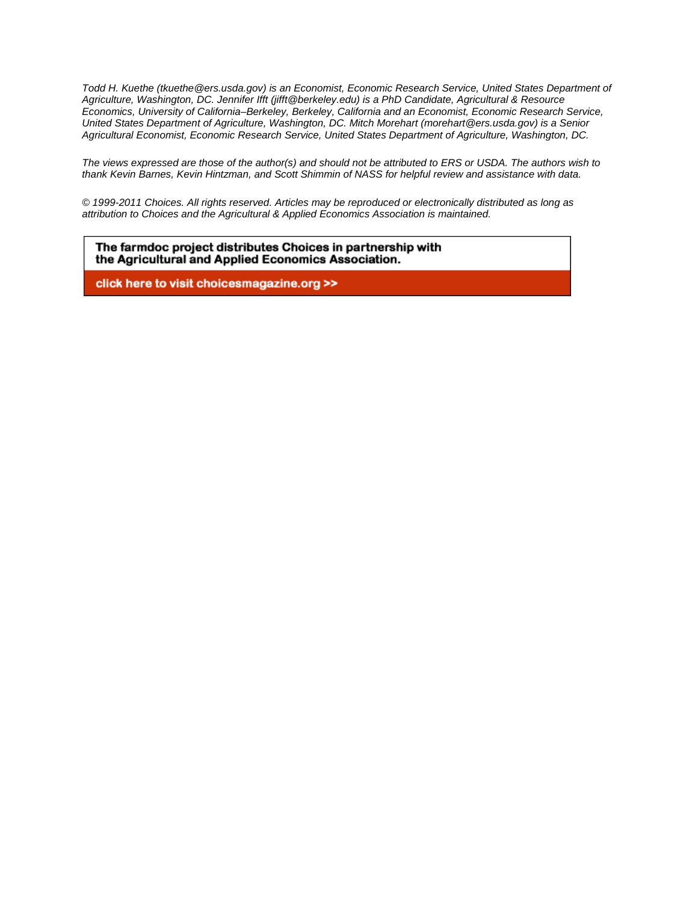*Todd H. Kuethe (tkuethe@ers.usda.gov) is an Economist, Economic Research Service, United States Department of Agriculture, Washington, DC. Jennifer Ifft (jifft@berkeley.edu) is a PhD Candidate, Agricultural & Resource Economics, University of California–Berkeley, Berkeley, California and an Economist, Economic Research Service, United States Department of Agriculture, Washington, DC. Mitch Morehart (morehart@ers.usda.gov) is a Senior Agricultural Economist, Economic Research Service, United States Department of Agriculture, Washington, DC.*

*The views expressed are those of the author(s) and should not be attributed to ERS or USDA. The authors wish to thank Kevin Barnes, Kevin Hintzman, and Scott Shimmin of NASS for helpful review and assistance with data.*

*© 1999-2011 Choices. All rights reserved. Articles may be reproduced or electronically distributed as long as attribution to Choices and the Agricultural & Applied Economics Association is maintained.*

**The farmdoc project distributes Choices in partnership with the Agricultural and Applied Economics Association.**

**click here to visit choicesmagazine.org >>**